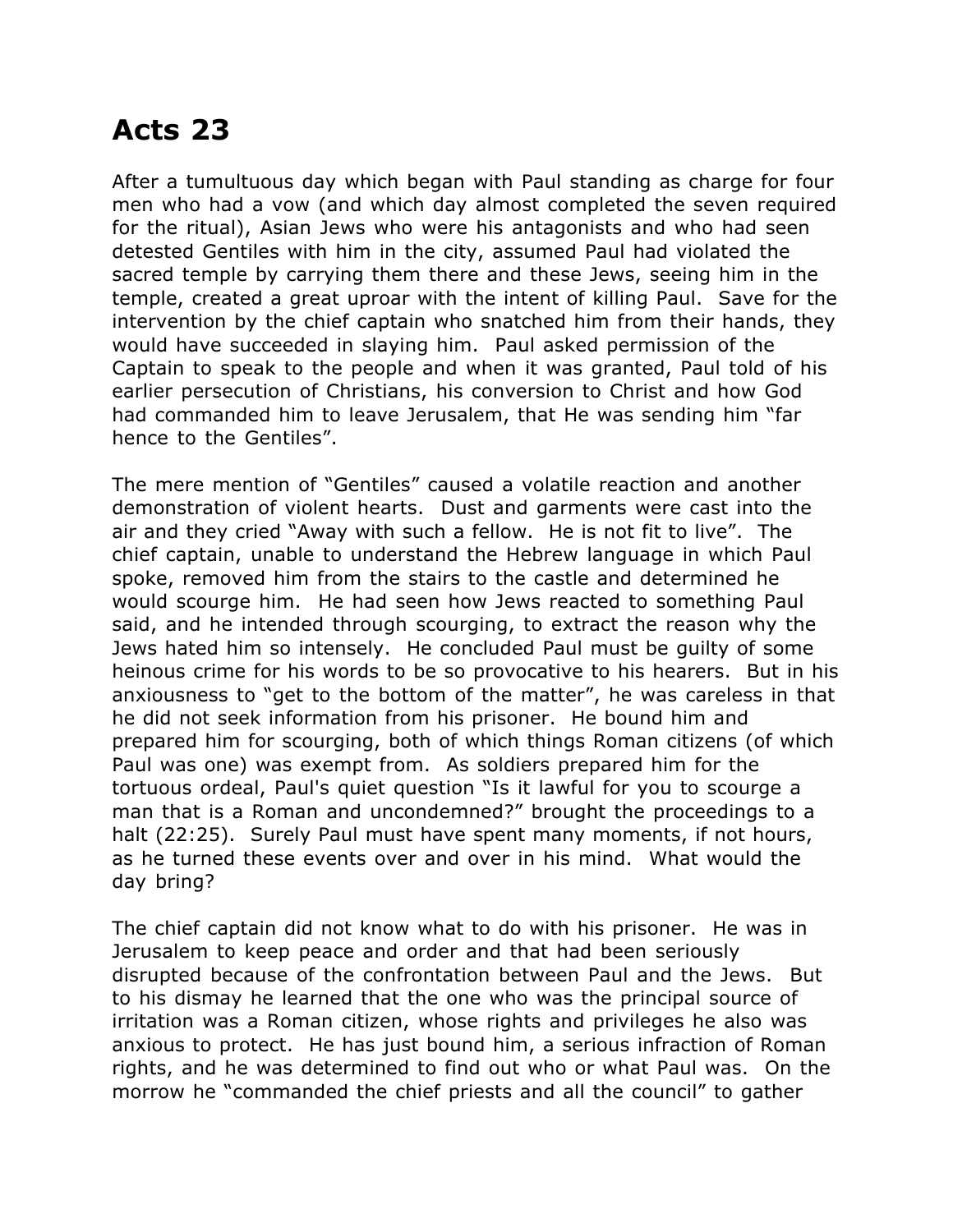# Acts 23

After a tumultuous day which began with Paul standing as charge for four men who had a vow (and which day almost completed the seven required for the ritual), Asian Jews who were his antagonists and who had seen detested Gentiles with him in the city, assumed Paul had violated the sacred temple by carrying them there and these Jews, seeing him in the temple, created a great uproar with the intent of killing Paul. Save for the intervention by the chief captain who snatched him from their hands, they would have succeeded in slaying him. Paul asked permission of the Captain to speak to the people and when it was granted, Paul told of his earlier persecution of Christians, his conversion to Christ and how God had commanded him to leave Jerusalem, that He was sending him "far hence to the Gentiles".

The mere mention of "Gentiles" caused a volatile reaction and another demonstration of violent hearts. Dust and garments were cast into the air and they cried "Away with such a fellow. He is not fit to live". The chief captain, unable to understand the Hebrew language in which Paul spoke, removed him from the stairs to the castle and determined he would scourge him. He had seen how Jews reacted to something Paul said, and he intended through scourging, to extract the reason why the Jews hated him so intensely. He concluded Paul must be guilty of some heinous crime for his words to be so provocative to his hearers. But in his anxiousness to "get to the bottom of the matter", he was careless in that he did not seek information from his prisoner. He bound him and prepared him for scourging, both of which things Roman citizens (of which Paul was one) was exempt from. As soldiers prepared him for the tortuous ordeal, Paul's quiet question "Is it lawful for you to scourge a man that is a Roman and uncondemned?" brought the proceedings to a halt (22:25). Surely Paul must have spent many moments, if not hours, as he turned these events over and over in his mind. What would the day bring?

The chief captain did not know what to do with his prisoner. He was in Jerusalem to keep peace and order and that had been seriously disrupted because of the confrontation between Paul and the Jews. But to his dismay he learned that the one who was the principal source of irritation was a Roman citizen, whose rights and privileges he also was anxious to protect. He has just bound him, a serious infraction of Roman rights, and he was determined to find out who or what Paul was. On the morrow he "commanded the chief priests and all the council" to gather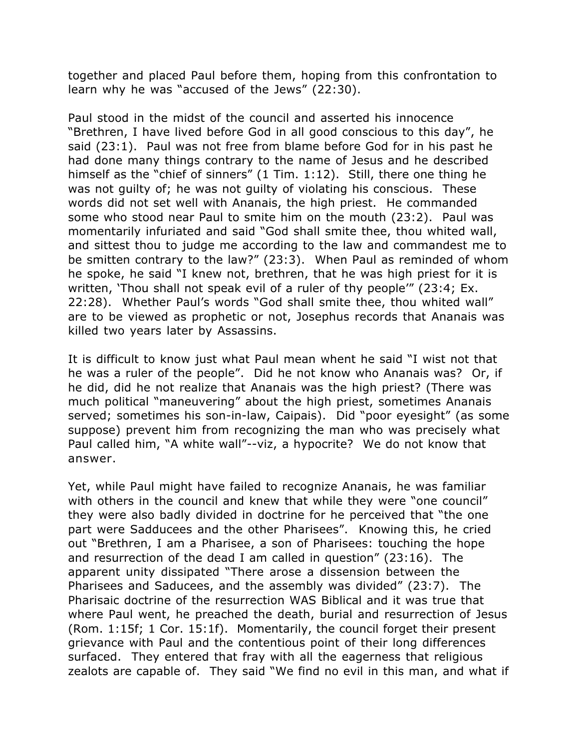together and placed Paul before them, hoping from this confrontation to learn why he was "accused of the Jews" (22:30).

Paul stood in the midst of the council and asserted his innocence "Brethren, I have lived before God in all good conscious to this day", he said (23:1). Paul was not free from blame before God for in his past he had done many things contrary to the name of Jesus and he described himself as the "chief of sinners" (1 Tim. 1:12). Still, there one thing he was not guilty of; he was not guilty of violating his conscious. These words did not set well with Ananais, the high priest. He commanded some who stood near Paul to smite him on the mouth (23:2). Paul was momentarily infuriated and said "God shall smite thee, thou whited wall, and sittest thou to judge me according to the law and commandest me to be smitten contrary to the law?" (23:3). When Paul as reminded of whom he spoke, he said "I knew not, brethren, that he was high priest for it is written, 'Thou shall not speak evil of a ruler of thy people'" (23:4; Ex. 22:28). Whether Paul's words "God shall smite thee, thou whited wall" are to be viewed as prophetic or not, Josephus records that Ananais was killed two years later by Assassins.

It is difficult to know just what Paul mean whent he said "I wist not that he was a ruler of the people". Did he not know who Ananais was? Or, if he did, did he not realize that Ananais was the high priest? (There was much political "maneuvering" about the high priest, sometimes Ananais served; sometimes his son-in-law, Caipais). Did "poor eyesight" (as some suppose) prevent him from recognizing the man who was precisely what Paul called him, "A white wall"--viz, a hypocrite? We do not know that answer.

Yet, while Paul might have failed to recognize Ananais, he was familiar with others in the council and knew that while they were "one council" they were also badly divided in doctrine for he perceived that "the one part were Sadducees and the other Pharisees". Knowing this, he cried out "Brethren, I am a Pharisee, a son of Pharisees: touching the hope and resurrection of the dead I am called in question" (23:16). The apparent unity dissipated "There arose a dissension between the Pharisees and Saducees, and the assembly was divided" (23:7). The Pharisaic doctrine of the resurrection WAS Biblical and it was true that where Paul went, he preached the death, burial and resurrection of Jesus (Rom. 1:15f; 1 Cor. 15:1f). Momentarily, the council forget their present grievance with Paul and the contentious point of their long differences surfaced. They entered that fray with all the eagerness that religious zealots are capable of. They said "We find no evil in this man, and what if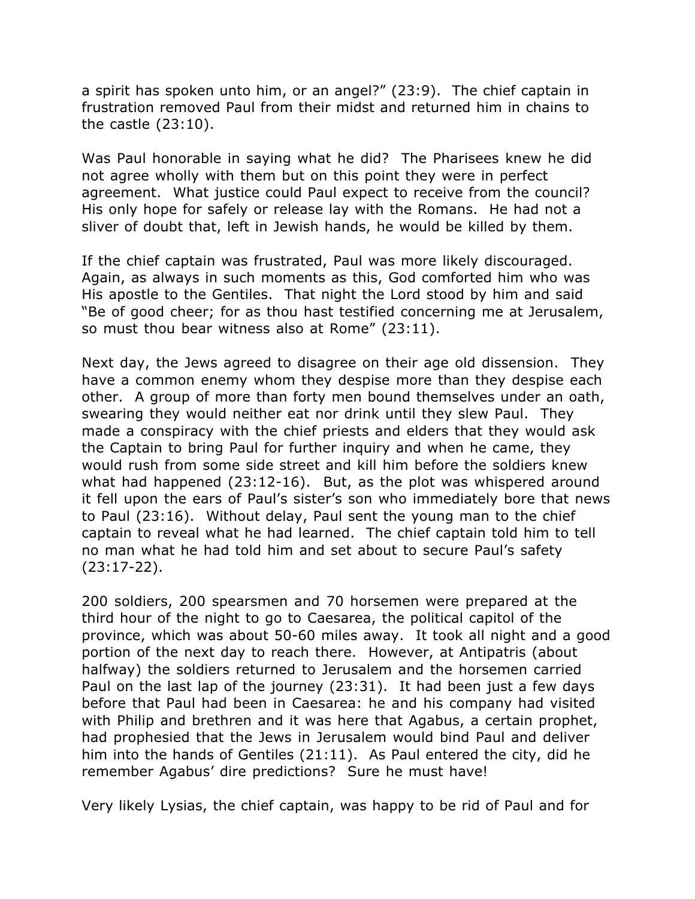a spirit has spoken unto him, or an angel?" (23:9). The chief captain in frustration removed Paul from their midst and returned him in chains to the castle (23:10).

Was Paul honorable in saying what he did? The Pharisees knew he did not agree wholly with them but on this point they were in perfect agreement. What justice could Paul expect to receive from the council? His only hope for safely or release lay with the Romans. He had not a sliver of doubt that, left in Jewish hands, he would be killed by them.

If the chief captain was frustrated, Paul was more likely discouraged. Again, as always in such moments as this, God comforted him who was His apostle to the Gentiles. That night the Lord stood by him and said "Be of good cheer; for as thou hast testified concerning me at Jerusalem, so must thou bear witness also at Rome" (23:11).

Next day, the Jews agreed to disagree on their age old dissension. They have a common enemy whom they despise more than they despise each other. A group of more than forty men bound themselves under an oath, swearing they would neither eat nor drink until they slew Paul. They made a conspiracy with the chief priests and elders that they would ask the Captain to bring Paul for further inquiry and when he came, they would rush from some side street and kill him before the soldiers knew what had happened (23:12-16). But, as the plot was whispered around it fell upon the ears of Paul's sister's son who immediately bore that news to Paul (23:16). Without delay, Paul sent the young man to the chief captain to reveal what he had learned. The chief captain told him to tell no man what he had told him and set about to secure Paul's safety (23:17-22).

200 soldiers, 200 spearsmen and 70 horsemen were prepared at the third hour of the night to go to Caesarea, the political capitol of the province, which was about 50-60 miles away. It took all night and a good portion of the next day to reach there. However, at Antipatris (about halfway) the soldiers returned to Jerusalem and the horsemen carried Paul on the last lap of the journey (23:31). It had been just a few days before that Paul had been in Caesarea: he and his company had visited with Philip and brethren and it was here that Agabus, a certain prophet, had prophesied that the Jews in Jerusalem would bind Paul and deliver him into the hands of Gentiles (21:11). As Paul entered the city, did he remember Agabus' dire predictions? Sure he must have!

Very likely Lysias, the chief captain, was happy to be rid of Paul and for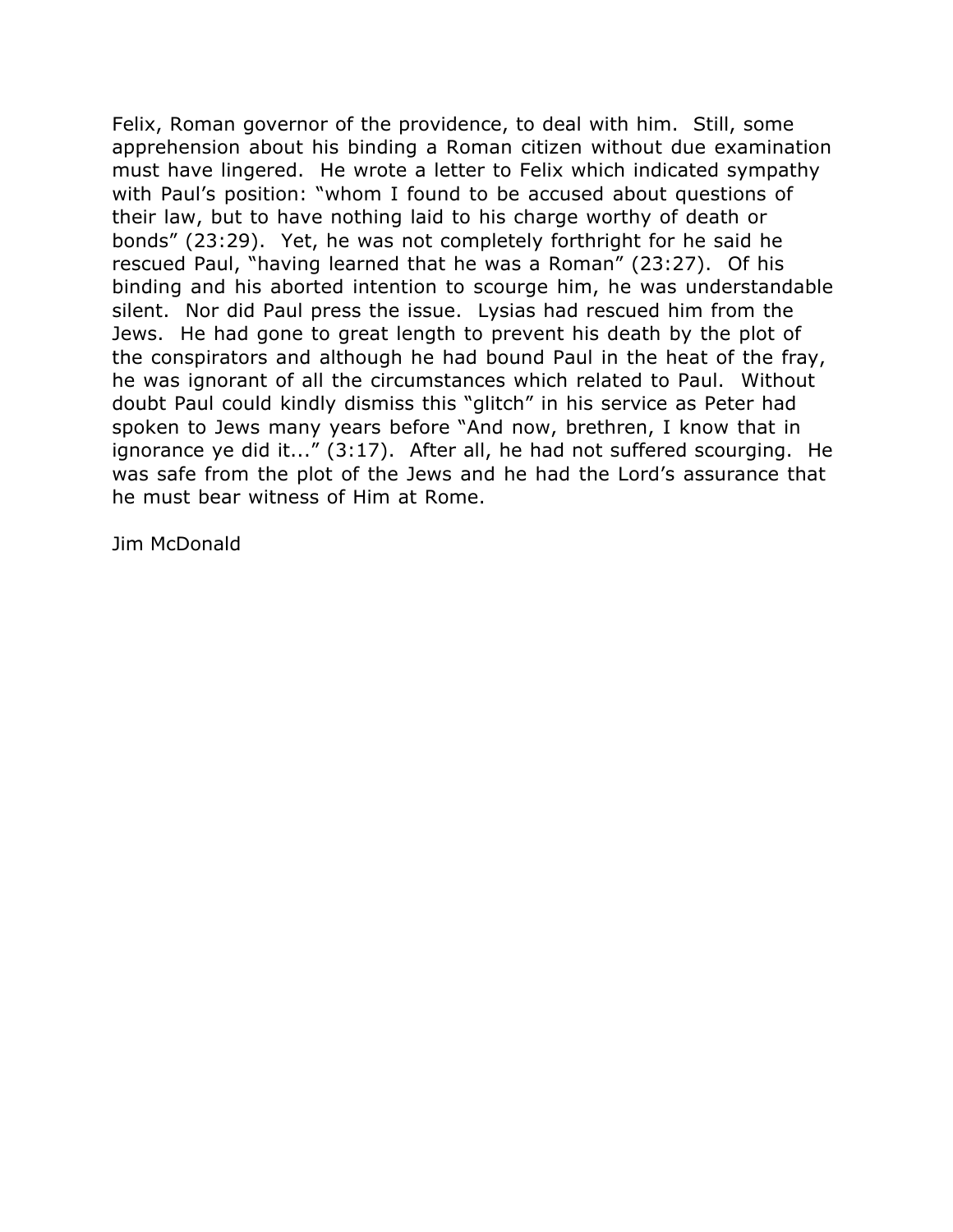Felix, Roman governor of the providence, to deal with him. Still, some apprehension about his binding a Roman citizen without due examination must have lingered. He wrote a letter to Felix which indicated sympathy with Paul's position: "whom I found to be accused about questions of their law, but to have nothing laid to his charge worthy of death or bonds" (23:29). Yet, he was not completely forthright for he said he rescued Paul, "having learned that he was a Roman" (23:27). Of his binding and his aborted intention to scourge him, he was understandable silent. Nor did Paul press the issue. Lysias had rescued him from the Jews. He had gone to great length to prevent his death by the plot of the conspirators and although he had bound Paul in the heat of the fray, he was ignorant of all the circumstances which related to Paul. Without doubt Paul could kindly dismiss this "glitch" in his service as Peter had spoken to Jews many years before "And now, brethren, I know that in ignorance ye did it..." (3:17). After all, he had not suffered scourging. He was safe from the plot of the Jews and he had the Lord's assurance that he must bear witness of Him at Rome.

Jim McDonald